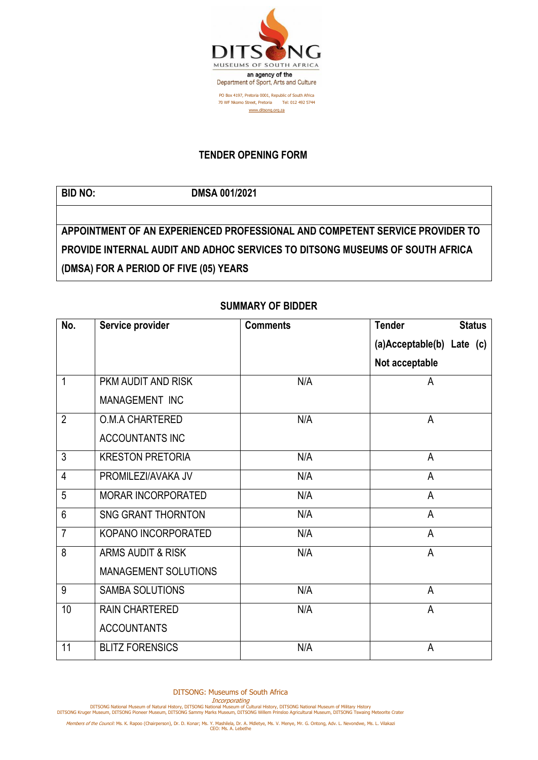DITSONG

MUSEUMS OF SOUTH AFRICA

an agency of the
Department of Sport, Arts and Culture

PO Box 4197, Pretoria 0001, Republic of South Africa
70 WF Nkomo Street, Pretoria Tel: 012 492 5744
www.ditsong.org.za

## TENDER OPENING FORM

| BID NO: | DMSA 001/2021 |
|---|---|
| | |
| **APPOINTMENT OF AN EXPERIENCED PROFESSIONAL AND COMPETENT SERVICE PROVIDER TO PROVIDE INTERNAL AUDIT AND ADHOC SERVICES TO DITSONG MUSEUMS OF SOUTH AFRICA (DMSA) FOR A PERIOD OF FIVE (05) YEARS** | |

### SUMMARY OF BIDDER

| No. | Service provider | Comments | Tender Status (a)Acceptable (b) Late (c) Not acceptable |
|---|---|---|---|
| 1 | PKM AUDIT AND RISK MANAGEMENT INC | N/A | A |
| 2 | O.M.A CHARTERED ACCOUNTANTS INC | N/A | A |
| 3 | KRESTON PRETORIA | N/A | A |
| 4 | PROMILEZI/AVAKA JV | N/A | A |
| 5 | MORAR INCORPORATED | N/A | A |
| 6 | SNG GRANT THORNTON | N/A | A |
| 7 | KOPANO INCORPORATED | N/A | A |
| 8 | ARMS AUDIT & RISK MANAGEMENT SOLUTIONS | N/A | A |
| 9 | SAMBA SOLUTIONS | N/A | A |
| 10 | RAIN CHARTERED ACCOUNTANTS | N/A | A |
| 11 | BLITZ FORENSICS | N/A | A |

DITSONG: Museums of South Africa

*Incorporating*

DITSONG National Museum of Natural History, DITSONG National Museum of Cultural History, DITSONG National Museum of Military History
DITSONG Kruger Museum, DITSONG Pioneer Museum, DITSONG Sammy Marks Museum, DITSONG Willem Prinsloo Agricultural Museum, DITSONG Tswaing Meteorite Crater

*Members of the Council:* Ms. K. Rapoo (Chairperson), Dr. D. Konar; Ms. Y. Mashilela, Dr. A. Mdletye, Ms. V. Menye, Mr. G. Ontong, Adv. L. Nevondwe, Ms. L. Vilakazi
CEO: Ms. A. Lebethe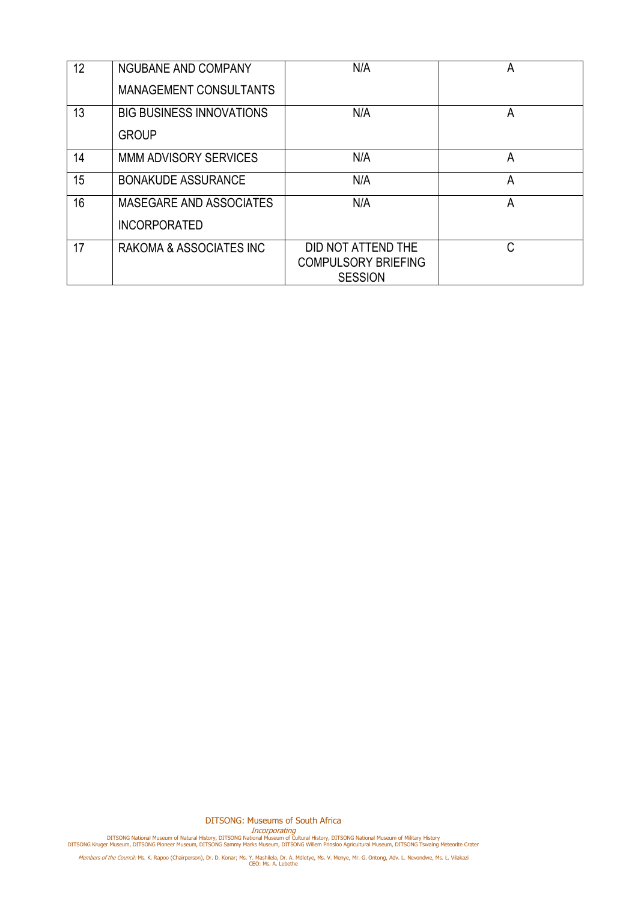| | | | |
|---|---|---|---|
| 12 | NGUBANE AND COMPANY MANAGEMENT CONSULTANTS | N/A | A |
| 13 | BIG BUSINESS INNOVATIONS GROUP | N/A | A |
| 14 | MMM ADVISORY SERVICES | N/A | A |
| 15 | BONAKUDE ASSURANCE | N/A | A |
| 16 | MASEGARE AND ASSOCIATES INCORPORATED | N/A | A |
| 17 | RAKOMA & ASSOCIATES INC | DID NOT ATTEND THE COMPULSORY BRIEFING SESSION | C |